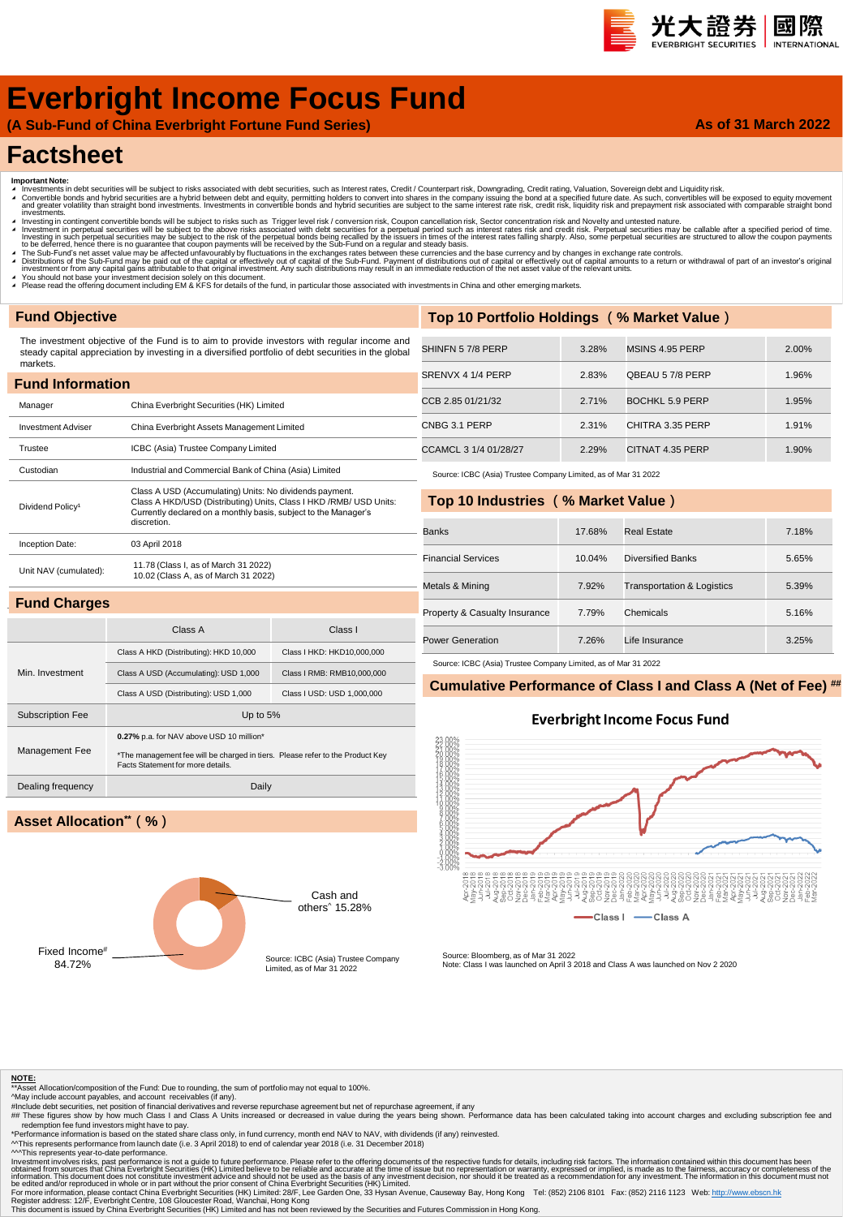光大證券 EVERBRIGHT SECURITIES | 國際 INTERNATIONAL

# Everbright Income Focus Fund

**(A Sub-Fund of China Everbright Fortune Fund Series)**

**As of 31 March 2022**

# Factsheet

**Important Note:**

- Investments in debt securities will be subject to risks associated with debt securities, such as Interest rates, Credit / Counterpart risk, Downgrading, Credit rating, Valuation, Sovereign debt and Liquidity risk.
- Convertible bonds and hybrid securities are a hybrid between debt and equity, permitting holders to convert into shares in the company issuing the bond at a specified future date. As such, convertibles will be exposed to equity movement and greater volatility than straight bond investments. Investments in convertible bonds and hybrid securities are subject to the same interest rate risk, credit risk, liquidity risk and prepayment risk associated with comparable straight bond investments.
- Investing in contingent convertible bonds will be subject to risks such as Trigger level risk / conversion risk, Coupon cancellation risk, Sector concentration risk and Novelty and untested nature.
- Investment in perpetual securities will be subject to the above risks associated with debt securities for a perpetual period such as interest rates risk and credit risk. Perpetual securities may be callable after a specified period of time. Investing in such perpetual securities may be subject to the risk of the perpetual bonds being recalled by the issuers in times of the interest rates falling sharply. Also, some perpetual securities are structured to allow the coupon payments to be deferred, hence there is no guarantee that coupon payments will be received by the Sub-Fund on a regular and steady basis.
- The Sub-Fund's net asset value may be affected unfavourably by fluctuations in the exchanges rates between these currencies and the base currency and by changes in exchange rate controls.
- Distributions of the Sub-Fund may be paid out of the capital or effectively out of capital of the Sub-Fund. Payment of distributions out of capital or effectively out of capital amounts to a return or withdrawal of part of an investor's original investment or from any capital gains attributable to that original investment. Any such distributions may result in an immediate reduction of the net asset value of the relevant units.
- You should not base your investment decision solely on this document.
- Please read the offering document including EM & KFS for details of the fund, in particular those associated with investments in China and other emerging markets.

## Fund Objective

The investment objective of the Fund is to aim to provide investors with regular income and steady capital appreciation by investing in a diversified portfolio of debt securities in the global markets.

## Fund Information

| | |
|---|---|
| Manager | China Everbright Securities (HK) Limited |
| Investment Adviser | China Everbright Assets Management Limited |
| Trustee | ICBC (Asia) Trustee Company Limited |
| Custodian | Industrial and Commercial Bank of China (Asia) Limited |
| Dividend Policy[1] | Class A USD (Accumulating) Units: No dividends payment. Class A HKD/USD (Distributing) Units, Class I HKD /RMB/ USD Units: Currently declared on a monthly basis, subject to the Manager's discretion. |
| Inception Date: | 03 April 2018 |
| Unit NAV (cumulated): | 11.78 (Class I, as of March 31 2022)<br>10.02 (Class A, as of March 31 2022) |

## Fund Charges

| | Class A | Class I |
|---|---|---|
| Min. Investment | Class A HKD (Distributing): HKD 10,000 | Class I HKD: HKD10,000,000 |
| | Class A USD (Accumulating): USD 1,000 | Class I RMB: RMB10,000,000 |
| | Class A USD (Distributing): USD 1,000 | Class I USD: USD 1,000,000 |
| Subscription Fee | Up to 5% | |
| Management Fee | **0.27%** p.a. for NAV above USD 10 million*<br>*The management fee will be charged in tiers. Please refer to the Product Key Facts Statement for more details. | |
| Dealing frequency | Daily | |

## Asset Allocation** ( % )

Cash and others^ 15.28%

Fixed Income# 84.72%

Source: ICBC (Asia) Trustee Company Limited, as of Mar 31 2022

## Top 10 Portfolio Holdings ( % Market Value )

| Holding | % | Holding | % |
|---|---|---|---|
| SHINFN 5 7/8 PERP | 3.28% | MSINS 4.95 PERP | 2.00% |
| SRENVX 4 1/4 PERP | 2.83% | QBEAU 5 7/8 PERP | 1.96% |
| CCB 2.85 01/21/32 | 2.71% | BOCHKL 5.9 PERP | 1.95% |
| CNBG 3.1 PERP | 2.31% | CHITRA 3.35 PERP | 1.91% |
| CCAMCL 3 1/4 01/28/27 | 2.29% | CITNAT 4.35 PERP | 1.90% |

Source: ICBC (Asia) Trustee Company Limited, as of Mar 31 2022

## Top 10 Industries ( % Market Value )

| Industry | % | Industry | % |
|---|---|---|---|
| Banks | 17.68% | Real Estate | 7.18% |
| Financial Services | 10.04% | Diversified Banks | 5.65% |
| Metals & Mining | 7.92% | Transportation & Logistics | 5.39% |
| Property & Casualty Insurance | 7.79% | Chemicals | 5.16% |
| Power Generation | 7.26% | Life Insurance | 3.25% |

Source: ICBC (Asia) Trustee Company Limited, as of Mar 31 2022

## Cumulative Performance of Class I and Class A (Net of Fee) ##

**Everbright Income Focus Fund**

Class I — Class A

Source: Bloomberg, as of Mar 31 2022

Note: Class I was launched on April 3 2018 and Class A was launched on Nov 2 2020

**NOTE:**

**Asset Allocation/composition of the Fund: Due to rounding, the sum of portfolio may not equal to 100%.

^May include account payables, and account receivables (if any).

#Include debt securities, net position of financial derivatives and reverse repurchase agreement but net of repurchase agreement, if any

## These figures show by how much Class I and Class A Units increased or decreased in value during the years being shown. Performance data has been calculated taking into account charges and excluding subscription fee and redemption fee fund investors might have to pay.

*Performance information is based on the stated share class only, in fund currency, month end NAV to NAV, with dividends (if any) reinvested.

^^This represents performance from launch date (i.e. 3 April 2018) to end of calendar year 2018 (i.e. 31 December 2018)

^^^This represents year-to-date performance.

Investment involves risks, past performance is not a guide to future performance. Please refer to the offering documents of the respective funds for details, including risk factors. The information contained within this document has been obtained from sources that China Everbright Securities (HK) Limited believe to be reliable and accurate at the time of issue but no representation or warranty, expressed or implied, is made as to the fairness, accuracy or completeness of the information. This document does not constitute investment advice and should not be used as the basis of any investment decision, nor should it be treated as a recommendation for any investment. The information in this document must not be edited and/or reproduced in whole or in part without the prior consent of China Everbright Securities (HK) Limited.

For more information, please contact China Everbright Securities (HK) Limited: 28/F, Lee Garden One, 33 Hysan Avenue, Causeway Bay, Hong Kong Tel: (852) 2106 8101 Fax: (852) 2116 1123 Web: http://www.ebscn.hk

Register address: 12/F, Everbright Centre, 108 Gloucester Road, Wanchai, Hong Kong

This document is issued by China Everbright Securities (HK) Limited and has not been reviewed by the Securities and Futures Commission in Hong Kong.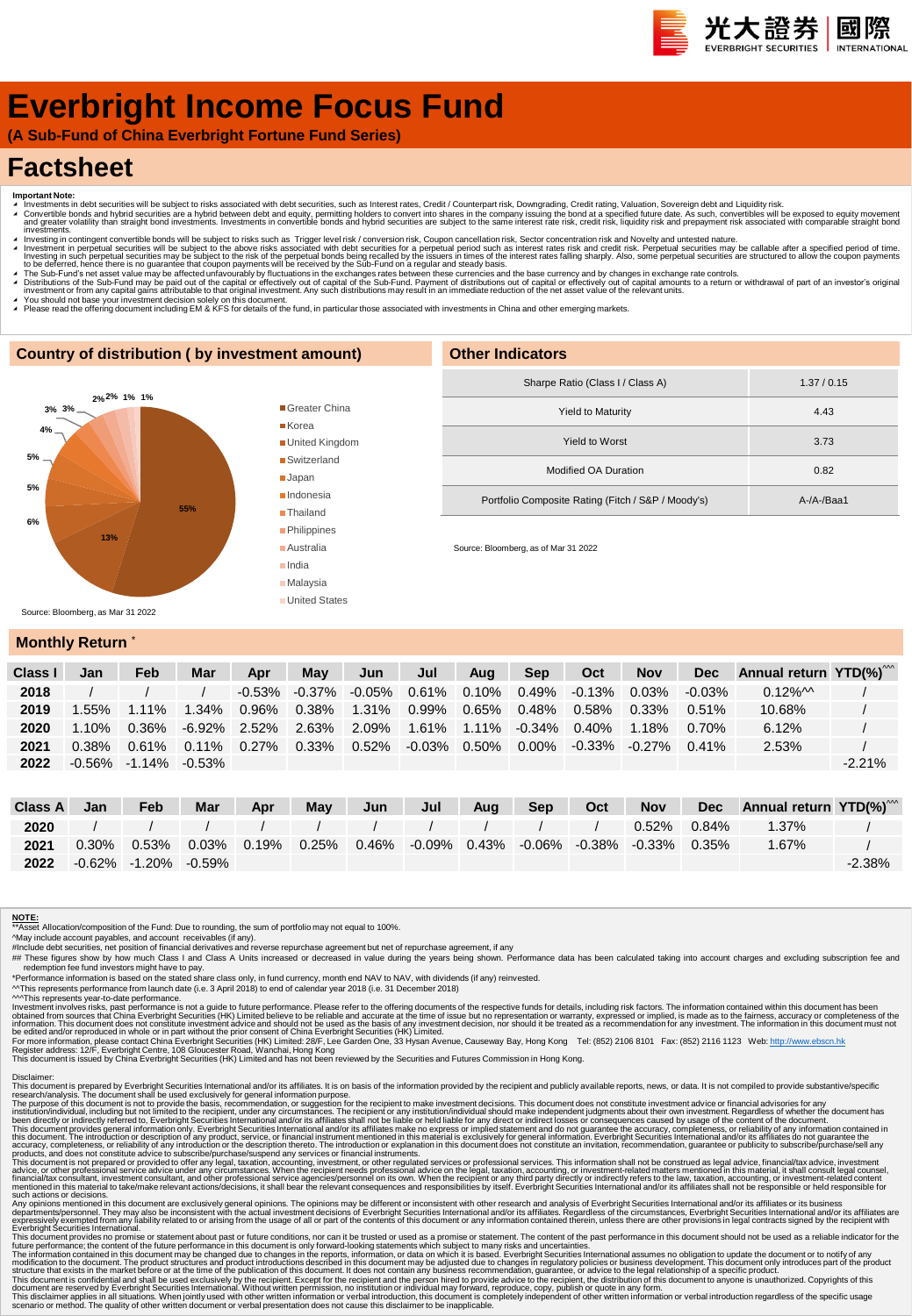# Everbright Income Focus Fund

**(A Sub-Fund of China Everbright Fortune Fund Series)**

# Factsheet

**Important Note:**

- Investments in debt securities will be subject to risks associated with debt securities, such as Interest rates, Credit / Counterpart risk, Downgrading, Credit rating, Valuation, Sovereign debt and Liquidity risk.
- Convertible bonds and hybrid securities are a hybrid between debt and equity, permitting holders to convert into shares in the company issuing the bond at a specified future date. As such, convertibles will be exposed to equity movement and greater volatility than straight bond investments. Investments in convertible bonds and hybrid securities are subject to the same interest rate risk, credit risk, liquidity risk and prepayment risk associated with comparable straight bond investments.
- Investing in contingent convertible bonds will be subject to risks such as Trigger level risk / conversion risk, Coupon cancellation risk, Sector concentration risk and Novelty and untested nature.
- Investment in perpetual securities will be subject to the above risks associated with debt securities for a perpetual period such as interest rates risk and credit risk. Perpetual securities may be callable after a specified period of time. Investing in such perpetual securities may be subject to the risk of the perpetual bonds being recalled by the issuers in times of the interest rates falling sharply. Also, some perpetual securities are structured to allow the coupon payments to be deferred, hence there is no guarantee that coupon payments will be received by the Sub-Fund on a regular and steady basis.
- The Sub-Fund's net asset value may be affected unfavourably by fluctuations in the exchanges rates between these currencies and the base currency and by changes in exchange rate controls.
- Distributions of the Sub-Fund may be paid out of the capital or effectively out of capital of the Sub-Fund. Payment of distributions out of capital or effectively out of capital amounts to a return or withdrawal of part of an investor's original investment or from any capital gains attributable to that original investment. Any such distributions may result in an immediate reduction of the net asset value of the relevant units.
- You should not base your investment decision solely on this document.
- Please read the offering document including EM & KFS for details of the fund, in particular those associated with investments in China and other emerging markets.

## Country of distribution ( by investment amount)

| Country | % |
|---|---|
| Greater China | 55% |
| Korea | 13% |
| United Kingdom | 6% |
| Switzerland | 5% |
| Japan | 5% |
| Indonesia | 4% |
| Thailand | 3% |
| Philippines | 3% |
| Australia | 2% |
| India | 2% |
| Malaysia | 1% |
| United States | 1% |

Source: Bloomberg, as Mar 31 2022

## Other Indicators

| | |
|---|---|
| Sharpe Ratio (Class I / Class A) | 1.37 / 0.15 |
| Yield to Maturity | 4.43 |
| Yield to Worst | 3.73 |
| Modified OA Duration | 0.82 |
| Portfolio Composite Rating (Fitch / S&P / Moody's) | A-/A-/Baa1 |

Source: Bloomberg, as of Mar 31 2022

## Monthly Return *

| Class I | Jan | Feb | Mar | Apr | May | Jun | Jul | Aug | Sep | Oct | Nov | Dec | Annual return | YTD(%)^^^ |
|---|---|---|---|---|---|---|---|---|---|---|---|---|---|---|
| 2018 | / | / | / | -0.53% | -0.37% | -0.05% | 0.61% | 0.10% | 0.49% | -0.13% | 0.03% | -0.03% | 0.12%^^ | / |
| 2019 | 1.55% | 1.11% | 1.34% | 0.96% | 0.38% | 1.31% | 0.99% | 0.65% | 0.48% | 0.58% | 0.33% | 0.51% | 10.68% | / |
| 2020 | 1.10% | 0.36% | -6.92% | 2.52% | 2.63% | 2.09% | 1.61% | 1.11% | -0.34% | 0.40% | 1.18% | 0.70% | 6.12% | / |
| 2021 | 0.38% | 0.61% | 0.11% | 0.27% | 0.33% | 0.52% | -0.03% | 0.50% | 0.00% | -0.33% | -0.27% | 0.41% | 2.53% | / |
| 2022 | -0.56% | -1.14% | -0.53% | | | | | | | | | | | -2.21% |

| Class A | Jan | Feb | Mar | Apr | May | Jun | Jul | Aug | Sep | Oct | Nov | Dec | Annual return | YTD(%)^^^ |
|---|---|---|---|---|---|---|---|---|---|---|---|---|---|---|
| 2020 | / | / | / | / | / | / | / | / | / | / | 0.52% | 0.84% | 1.37% | / |
| 2021 | 0.30% | 0.53% | 0.03% | 0.19% | 0.25% | 0.46% | -0.09% | 0.43% | -0.06% | -0.38% | -0.33% | 0.35% | 1.67% | / |
| 2022 | -0.62% | -1.20% | -0.59% | | | | | | | | | | | -2.38% |

**NOTE:**

**Asset Allocation/composition of the Fund: Due to rounding, the sum of portfolio may not equal to 100%.

^May include account payables, and account receivables (if any).

#Include debt securities, net position of financial derivatives and reverse repurchase agreement but net of repurchase agreement, if any

## These figures show by how much Class I and Class A Units increased or decreased in value during the years being shown. Performance data has been calculated taking into account charges and excluding subscription fee and redemption fee fund investors might have to pay.

*Performance information is based on the stated share class only, in fund currency, month end NAV to NAV, with dividends (if any) reinvested.

^^This represents performance from launch date (i.e. 3 April 2018) to end of calendar year 2018 (i.e. 31 December 2018)

^^^This represents year-to-date performance.

Investment involves risks, past performance is not a guide to future performance. Please refer to the offering documents of the respective funds for details, including risk factors. The information contained within this document has been obtained from sources that China Everbright Securities (HK) Limited believe to be reliable and accurate at the time of issue but no representation or warranty, expressed or implied, is made as to the fairness, accuracy or completeness of the information. This document does not constitute investment advice and should not be used as the basis of any investment decision, nor should it be treated as a recommendation for any investment. The information in this document must not be edited and/or reproduced in whole or in part without the prior consent of China Everbright Securities (HK) Limited.

For more information, please contact China Everbright Securities (HK) Limited: 28/F, Lee Garden One, 33 Hysan Avenue, Causeway Bay, Hong Kong Tel: (852) 2106 8101 Fax: (852) 2116 1123 Web: http://www.ebscn.hk

Register address: 12/F, Everbright Centre, 108 Gloucester Road, Wanchai, Hong Kong

This document is issued by China Everbright Securities (HK) Limited and has not been reviewed by the Securities and Futures Commission in Hong Kong.

Disclaimer:

This document is prepared by Everbright Securities International and/or its affiliates. It is on basis of the information provided by the recipient and publicly available reports, news, or data. It is not compiled to provide substantive/specific research/analysis. The document shall be used exclusively for general information purpose.

The purpose of this document is not to provide the basis, recommendation, or suggestion for the recipient to make investment decisions. This document does not constitute investment advice or financial advisories for any institution/individual, including but not limited to the recipient, under any circumstances. The recipient or any institution/individual should make independent judgments about their own investment. Regardless of whether the document has been directly or indirectly referred to, Everbright Securities International and/or its affiliates shall not be liable or held liable for any direct or indirect losses or consequences caused by usage of the content of the document.

This document provides general information only. Everbright Securities International and/or its affiliates make no express or implied statement and do not guarantee the accuracy, completeness, or reliability of any information contained in this document. The introduction or description of any product, service, or financial instrument mentioned in this material is exclusively for general information. Everbright Securities International and/or its affiliates do not guarantee the accuracy, completeness, or reliability of any introduction or the description thereto. The introduction or explanation in this document does not constitute an invitation, recommendation, guarantee or publicity to subscribe/purchase/sell any products, and does not constitute advice to subscribe/purchase/suspend any services or financial instruments.

This document is not prepared or provided to offer any legal, taxation, accounting, investment, or other regulated services or professional services. This information shall not be construed as legal advice, financial/tax advice, investment advice, or other professional service advice under any circumstances. When the recipient needs professional advice on the legal, taxation, accounting, or investment-related matters mentioned in this material, it shall consult legal counsel, financial/tax consultant, investment consultant, and other professional service agencies/personnel on its own. When the recipient or any third party directly or indirectly refers to the law, taxation, accounting, or investment-related content mentioned in this material to take/make relevant actions/decisions, it shall bear the relevant consequences and responsibilities by itself. Everbright Securities International and/or its affiliates shall not be responsible or held responsible for such actions or decisions.

Any opinions mentioned in this document are exclusively general opinions. The opinions may be different or inconsistent with other research and analysis of Everbright Securities International and/or its affiliates or its business departments/personnel. They may also be inconsistent with the actual investment decisions of Everbright Securities International and/or its affiliates. Regardless of the circumstances, Everbright Securities International and/or its affiliates are expressively exempted from any liability related to or arising from the usage of all or part of the contents of this document or any information contained therein, unless there are other provisions in legal contracts signed by the recipient with Everbright Securities International.

This document provides no promise or statement about past or future conditions, nor can it be trusted or used as a promise or statement. The content of the past performance in this document should not be used as a reliable indicator for the future performance; the content of the future performance in this document is only forward-looking statements which subject to many risks and uncertainties.

The information contained in this document may be changed due to changes in the reports, information, or data on which it is based. Everbright Securities International assumes no obligation to update the document or to notify of any modification to the document. The product structures and product introductions described in this document may be adjusted due to changes in regulatory policies or business development. This document only introduces part of the product structure that exists in the market before or at the time of the publication of this document. It does not contain any business recommendation, guarantee, or advice to the legal relationship of a specific product.

This document is confidential and shall be used exclusively by the recipient. Except for the recipient and the person hired to provide advice to the recipient, the distribution of this document to anyone is unauthorized. Copyrights of this document are reserved by Everbright Securities International. Without written permission, no institution or individual may forward, reproduce, copy, publish or quote in any form.

This disclaimer applies in all situations. When jointly used with other written information or verbal introduction, this document is completely independent of other written information or verbal introduction regardless of the specific usage scenario or method. The quality of other written document or verbal presentation does not cause this disclaimer to be inapplicable.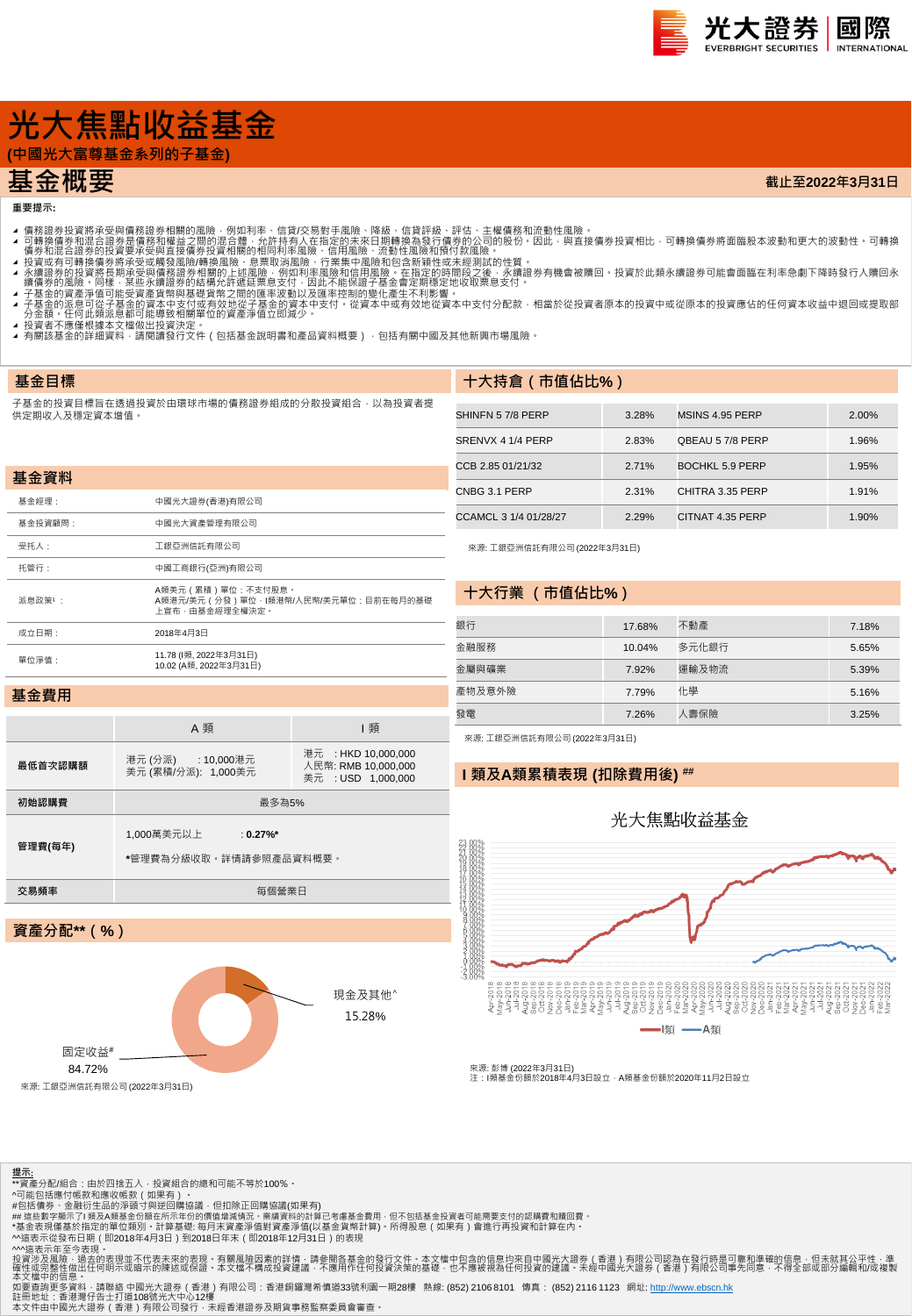# 光大焦點收益基金

**(中國光大富尊基金系列的子基金)**

## 基金概要

**截止至2022年3月31日**

**重要提示:**

- 債務證券投資將承受與債務證券相關的風險,例如利率、信貸/交易對手風險、降級、信貸評級、評估、主權債務和流動性風險。
- 可轉換債券和混合證券是債務和權益之間的混合體,允許持有人在指定的未來日期轉換為發行債券的公司的股份。因此,與直接債券投資相比,可轉換債券將面臨股本波動和更大的波動性。可轉換債券和混合證券的投資要承受與直接債券投資有關的相同利率風險、信用風險、流動性風險和預付款風險。
- 投資或有可轉換債券將承受或觸發風險/轉換風險、息票取消風險、行業集中風險和包含新穎性或未經測試的性質。
- 永續證券的投資將長期承受與債務證券相關的上述風險,例如利率風險和信用風險。在指定的時間段之後,永續證券有機會被贖回。投資於此類永續證券可能會面臨在利率急劇下降時發行人贖回永續債券的風險。同樣,某些永續證券的結構允許遞延票息支付,因此不能保證子基金會定期穩定地收取票息支付。
- 子基金的資產淨值可能受資產貨幣與基礎貨幣之間的匯率波動以及匯率控制的變化產生不利影響。
- 子基金的派息可從子基金的資本中支付或有效地從子基金的資本中支付。從資本中或有效地從資本中支付分配款,相當於從投資者原本的投資中或從原本的投資應佔的任何資本收益中退回或提取部分金額。任何此類派息都可能導致相關單位的資產淨值立即減少。
- 投資者不應僅根據本文檔做出投資決定。
- 有關該基金的詳細資料,請閱讀發行文件(包括基金說明書和產品資料概要),包括有關中國及其他新興市場風險。

## 基金目標

子基金的投資目標旨在透過投資於由環球市場的債務證券組成的分散投資組合,以為投資者提供定期收入及穩定資本增值。

## 基金資料

| | |
|---|---|
| 基金經理: | 中國光大證券(香港)有限公司 |
| 基金投資顧問: | 中國光大資產管理有限公司 |
| 受托人: | 工銀亞洲信託有限公司 |
| 托管行: | 中國工商銀行(亞洲)有限公司 |
| 派息政策[1]: | A類美元(累積)單位:不支付股息。<br>A類港元/美元(分發)單位、I類港幣/人民幣/美元單位:目前在每月的基礎上宣布,由基金經理全權決定。 |
| 成立日期: | 2018年4月3日 |
| 單位淨值: | 11.78 (I類, 2022年3月31日)<br>10.02 (A類, 2022年3月31日) |

## 基金費用

| | A 類 | I 類 |
|---|---|---|
| **最低首次認購額** | 港元 (分派) : 10,000港元<br>美元 (累積/分派): 1,000美元 | 港元 : HKD 10,000,000<br>人民幣: RMB 10,000,000<br>美元 : USD 1,000,000 |
| **初始認購費** | 最多為5% | |
| **管理費(每年)** | 1,000萬美元以上 : **0.27%***<br>*管理費為分級收取,詳情請參照產品資料概要。 | |
| **交易頻率** | 每個營業日 | |

## 資產分配**(%)

| | |
|---|---|
| 現金及其他^ | 15.28% |
| 固定收益# | 84.72% |

來源: 工銀亞洲信託有限公司 (2022年3月31日)

## 十大持倉(市值佔比%)

| | | | |
|---|---|---|---|
| SHINFN 5 7/8 PERP | 3.28% | MSINS 4.95 PERP | 2.00% |
| SRENVX 4 1/4 PERP | 2.83% | QBEAU 5 7/8 PERP | 1.96% |
| CCB 2.85 01/21/32 | 2.71% | BOCHKL 5.9 PERP | 1.95% |
| CNBG 3.1 PERP | 2.31% | CHITRA 3.35 PERP | 1.91% |
| CCAMCL 3 1/4 01/28/27 | 2.29% | CITNAT 4.35 PERP | 1.90% |

來源: 工銀亞洲信託有限公司 (2022年3月31日)

## 十大行業(市值佔比%)

| | | | |
|---|---|---|---|
| 銀行 | 17.68% | 不動產 | 7.18% |
| 金融服務 | 10.04% | 多元化銀行 | 5.65% |
| 金屬與礦業 | 7.92% | 運輸及物流 | 5.39% |
| 產物及意外險 | 7.79% | 化學 | 5.16% |
| 發電 | 7.26% | 人壽保險 | 3.25% |

來源: 工銀亞洲信託有限公司 (2022年3月31日)

## I 類及A類累積表現 (扣除費用後) ##

光大焦點收益基金

—I類 —A類

來源: 彭博 (2022年3月31日)
注:I類基金份額於2018年4月3日設立,A類基金份額於2020年11月2日設立

**提示:**

**資產分配/組合:由於四捨五入,投資組合的總和可能不等於100%。
^可能包括應付帳款和應收帳款(如果有)。
#包括債券、金融衍生品的淨頭寸和逆回購協議,但扣除正回購協議(如果有)
## 這些數字顯示了I 類及A類基金份額在所示年份的價值增減情況。業績資料的計算已考慮基金費用,但不包括基金投資者可能需要支付的認購費和贖回費。
*基金表現僅基於指定的單位類別。計算基礎: 每月末資產淨值對資產淨值(以基金貨幣計算)。所得股息(如果有)會進行再投資和計算在內。
^^這表示年至今表現。
^^^這表示從發行日期(即2018年4月3日)到2018年年末(即2018年12月31日)的表現

投資涉及風險,過去的表現並不代表未來的表現。有關風險因素的詳情,請參閱各基金的發行文件。本文檔中包含的信息均來自中國光大證券(香港)有限公司認為在發行時是可靠和準確的信息,但未就其公平性、準確性或完整性做出任何明示或暗示的陳述或保證。本文檔不構成投資建議,不應用作任何投資決策的基礎,也不應被視為任何投資的建議。未經中國光大證券(香港)有限公司事先同意,不得全部或部分編輯和/或複製本文檔中的信息。
如要查詢更多資料,請聯絡 中國光大證券(香港)有限公司:香港銅鑼灣希慎道33號利園一期28樓 熱線: (852) 2106 8101 傳真: (852) 2116 1123 網址: http://www.ebscn.hk
註冊地址:香港灣仔告士打道108號光大中心12樓
本文件由中國光大證券(香港)有限公司發行,未經香港證券及期貨事務監察委員會審查。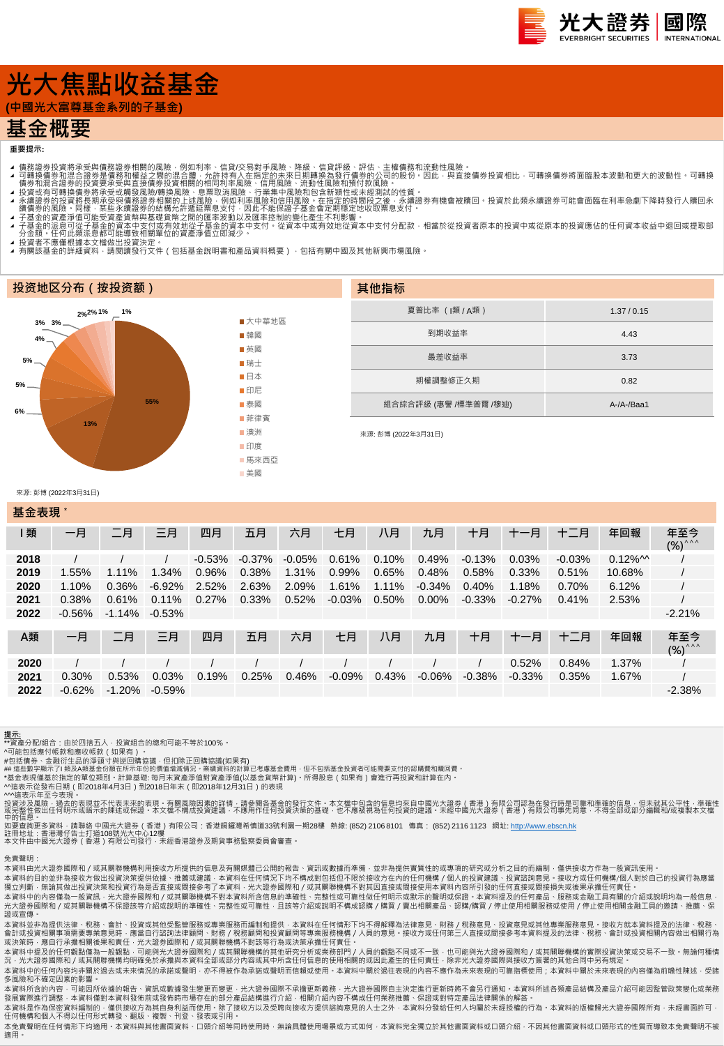# 光大焦點收益基金

**(中國光大富尊基金系列的子基金)**

## 基金概要

**重要提示:**

- 債務證券投資將承受與債務證券相關的風險，例如利率、信貸/交易對手風險、降級、信貸評級、評估、主權債務和流動性風險。
- 可轉換債券和混合證券是債務和權益之間的混合體，允許持有人在指定的未來日期轉換為發行債券的公司的股份。因此，與直接債券投資相比，可轉換債券將面臨股本波動和更大的波動性。可轉換債券和混合證券的投資要承受與直接債券投資相關的相同利率風險、信用風險、流動性風險和預付款風險。
- 投資或有可轉換債券將承受或觸發風險/轉換風險、息票取消風險、行業集中風險和包含新穎性或未經測試的性質。
- 永續證券的投資將長期承受與債務證券相關的上述風險，例如利率風險和信用風險。在指定的時間段之後，永續證券有機會被贖回。投資於此類永續證券可能會面臨在利率急劇下降時發行人贖回永續債券的風險。同樣，某些永續證券的結構允許遞延票息支付，因此不能保證子基金會定期穩定地收取票息支付。
- 子基金的資產淨值可能受資產貨幣與基礎貨幣之間的匯率波動以及匯率控制的變化產生不利影響。
- 子基金的派息可從子基金的資本中支付或有效地從子基金的資本中支付，從資本中或有效地從資本中支付分配款，相當於從投資者原本的投資中或從原本的投資應佔的任何資本收益中退回或提取部分金額，任何此類派息都可能導致相關單位的資產淨值立即減少。
- 投資者不應僅根據本文檔做出投資決定。
- 有關該基金的詳細資料，請閱讀發行文件（包括基金說明書和產品資料概要），包括有關中國及其他新興市場風險。

### 投資地區分布（按投資額）

55%
13%
6%
5%
5%
4%
3%
3%
2%
2%
1%
1%

大中華地區
韓國
英國
瑞士
日本
印尼
泰國
菲律賓
澳洲
印度
馬來西亞
美國

來源: 彭博 (2022年3月31日)

### 其他指標

| | |
|---|---|
| 夏普比率（I類 / A類） | 1.37 / 0.15 |
| 到期收益率 | 4.43 |
| 最差收益率 | 3.73 |
| 期權調整修正久期 | 0.82 |
| 組合綜合評級 (惠譽 /標準普爾 /穆迪) | A-/A-/Baa1 |

來源: 彭博 (2022年3月31日)

### 基金表現*

| I 類 | 一月 | 二月 | 三月 | 四月 | 五月 | 六月 | 七月 | 八月 | 九月 | 十月 | 十一月 | 十二月 | 年回報 | 年至今 (%)^^^ |
|---|---|---|---|---|---|---|---|---|---|---|---|---|---|---|
| 2018 | / | / | / | -0.53% | -0.37% | -0.05% | 0.61% | 0.10% | 0.49% | -0.13% | 0.03% | -0.03% | 0.12%^^ | / |
| 2019 | 1.55% | 1.11% | 1.34% | 0.96% | 0.38% | 1.31% | 0.99% | 0.65% | 0.48% | 0.58% | 0.33% | 0.51% | 10.68% | / |
| 2020 | 1.10% | 0.36% | -6.92% | 2.52% | 2.63% | 2.09% | 1.61% | 1.11% | -0.34% | 0.40% | 1.18% | 0.70% | 6.12% | / |
| 2021 | 0.38% | 0.61% | 0.11% | 0.27% | 0.33% | 0.52% | -0.03% | 0.50% | 0.00% | -0.33% | -0.27% | 0.41% | 2.53% | / |
| 2022 | -0.56% | -1.14% | -0.53% | | | | | | | | | | | -2.21% |

| A類 | 一月 | 二月 | 三月 | 四月 | 五月 | 六月 | 七月 | 八月 | 九月 | 十月 | 十一月 | 十二月 | 年回報 | 年至今 (%)^^^ |
|---|---|---|---|---|---|---|---|---|---|---|---|---|---|---|
| 2020 | / | / | / | / | / | / | / | / | / | / | 0.52% | 0.84% | 1.37% | / |
| 2021 | 0.30% | 0.53% | 0.03% | 0.19% | 0.25% | 0.46% | -0.09% | 0.43% | -0.06% | -0.38% | -0.33% | 0.35% | 1.67% | / |
| 2022 | -0.62% | -1.20% | -0.59% | | | | | | | | | | | -2.38% |

**提示:**

**資產分配/組合：由於四捨五入，投資組合的總和可能不等於100%。
^可能包括應付帳款和應收帳款（如果有）。
#包括債券、金融衍生品的淨頭寸與逆回購協議，但扣除正回購協議(如果有)
## 這些數字顯示了I類及A類基金份額在所示年份的價值增減情況。業績資料的計算已考慮基金費用，但不包括基金投資者可能需要支付的認購費和贖回費。
*基金表現僅基於指定的單位類別。計算基礎: 每月末資產淨值對資產淨值(以基金貨幣計算)。所得股息（如果有）會進行再投資和計算在內。
^^這表示從發布日期（即2018年4月3日）到2018日年末（即2018年12月31日）的表現
^^^這表示年至今表現。

投資涉及風險，過去的表現並不代表未來的表現。有關風險因素的詳情，請參閱各基金的發行文件。本文檔中包含的信息均來自中國光大證券（香港）有限公司認為在發行時是可靠和準確的信息，但未就其公平性、準確性或完整性做出任何明示或暗示的陳述或保證。本文檔不構成投資建議，不應用作任何投資決策的基礎，也不應被視為任何投資的建議。未經中國光大證券（香港）有限公司事先同意，不得全部或部分編輯和/或複製本文檔中的信息。

如要查詢更多資料，請聯絡 中國光大證券（香港）有限公司：香港銅鑼灣希慎道33號利園一期28樓　熱線: (852) 2106 8101　傳真：(852) 2116 1123　網址: http://www.ebscn.hk
註冊地址：香港灣仔告士打道108號光大中心12樓
本文件由中國光大證券（香港）有限公司發行，未經香港證券及期貨事務監察委員會審查。

**免責聲明：**

本資料由光大證券國際和 / 或其關聯機構利用接收方所提供的信息及有關媒體已公開的報告、資訊或數據而準備，並非為提供實質性的或專項的研究或分析之目的而編制，僅供接收方作為一般資訊使用。

本資料的目的並非為接收方做出投資決策提供依據、推薦或建議。本資料在任何情況下均不構成對包括但不限於接收方在內的任何機構 / 個人的投資建議、投資諮詢意見。接收方或任何機構/個人對於自己的投資行為應當獨立判斷，無論其做出投資決策和投資行為是否直接或間接參考了本資料，光大證券國際和 / 或其關聯機構不對其因直接或間接使用本資料內容所引發的任何直接或間接損失或後果承擔任何責任。

本資料中的內容僅為一般資訊，光大證券國際和 / 或其關聯機構不對本資料所含信息的準確性、完整性或可靠性做任何明示或默示的聲明或保證。本資料提及的任何產品、服務或金融工具有關的介紹或說明均為一般信息，光大證券國際和 / 或其關聯機構不保證該等介紹或說明的準確性、完整性或可靠性，且該等介紹或說明不構成認購 / 購買 / 賣出相關產品、認購/購買 / 停止使用相關服務或使用 / 停止使用相關金融工具的邀請、推薦、保證或宣傳。

本資料並非為提供法律、稅務、會計、投資或其他監管服務或專業服務而編制和提供，本資料在任何情形下均不得解釋為法律意見、財務 / 稅務意見、投資意見或其他專業服務意見。接收方就本資料提及的法律、稅務、會計或投資相關事項需要專業意見時，應當自行諮詢法律顧問、財務 / 稅務顧問和投資顧問等專業服務機構 / 人員的意見。接收方或任何第三人直接或間接參考本資料提及的法律、稅務、會計或投資相關內容做出相關行為或決策，應自行承擔相關後果和責任，光大證券國際和 / 或其關聯機構不對該等行為或決策承擔任何責任。

本資料中提及的任何觀點僅為一般觀點，可能與光大證券國際和 / 或其關聯機構的其他研究分析或業務部門 / 人員的觀點不同或不一致，也可能與光大證券國際和 / 或其關聯機構的實際投資決策或交易不一致。無論何種情況，光大證券國際和 / 或其關聯機構均明確免於承擔與本資料全部或部分內容或其中所含任何信息的使用相關的或因此產生的任何責任，除非光大證券國際與接收方簽署的其他合同中另有規定。

本資料中的任何內容均非關於過去或未來情況的承諾或聲明，亦不得被作為承諾或聲明而信賴或使用。本資料中關於過往表現的內容不應作為未來表現的可靠指標使用；本資料中關於未來表現的內容僅為前瞻性陳述，受諸多風險和不確定因素的影響。

本資料所含的內容，可能因所依據的報告、資訊或數據發生變更而變更，光大證券國際不承擔更新義務。光大證券國際自主決定進行更新時將不會另行通知。本資料所述各類產品結構及產品介紹可能因監管政策變化或業務發展實際進行調整，本資料僅對本資料發佈前或發佈時市場存在的部分產品結構進行介紹，相關介紹內容不構成任何業務推薦、保證或對特定產品法律關係的解答。

本資料是作為保密資料編制的，僅供接收方為其自身利益而使用。除了接收方以及受聘向接收方提供諮詢意見的人士之外，本資料分發給任何人均屬於未經授權的行為。本資料的版權歸光大證券國際所有，未經書面許可，任何機構和個人不得以任何形式轉發、翻版、複製、刊登、發表或引用。

本免責聲明在任何情形下均適用。本資料與其他書面資料、口頭介紹等同時使用時，無論具體使用場景或方式如何，本資料完全獨立於其他書面資料或口頭介紹，不因其他書面資料或口頭形式的性質而導致本免責聲明不被適用。